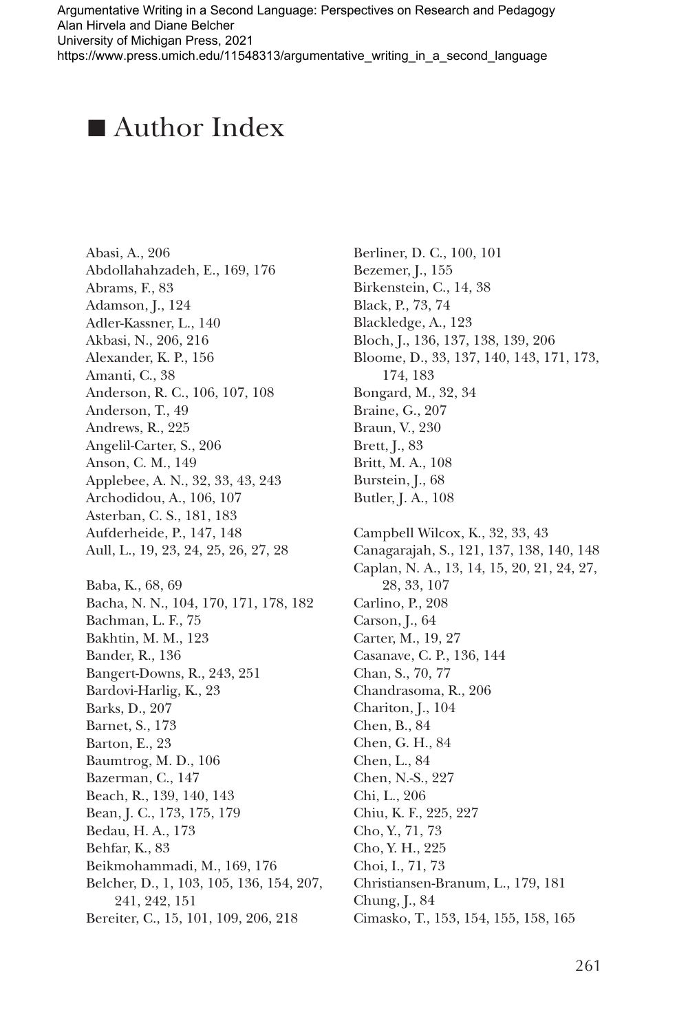# ■ Author Index

Abasi, A., 206
Abdollahahzadeh, E., 169, 176
Abrams, F., 83
Adamson, J., 124
Adler-Kassner, L., 140
Akbasi, N., 206, 216
Alexander, K. P., 156
Amanti, C., 38
Anderson, R. C., 106, 107, 108
Anderson, T., 49
Andrews, R., 225
Angelil-Carter, S., 206
Anson, C. M., 149
Applebee, A. N., 32, 33, 43, 243
Archodidou, A., 106, 107
Asterban, C. S., 181, 183
Aufderheide, P., 147, 148
Aull, L., 19, 23, 24, 25, 26, 27, 28

Baba, K., 68, 69
Bacha, N. N., 104, 170, 171, 178, 182
Bachman, L. F., 75
Bakhtin, M. M., 123
Bander, R., 136
Bangert-Downs, R., 243, 251
Bardovi-Harlig, K., 23
Barks, D., 207
Barnet, S., 173
Barton, E., 23
Baumtrog, M. D., 106
Bazerman, C., 147
Beach, R., 139, 140, 143
Bean, J. C., 173, 175, 179
Bedau, H. A., 173
Behfar, K., 83
Beikmohammadi, M., 169, 176
Belcher, D., 1, 103, 105, 136, 154, 207, 241, 242, 151
Bereiter, C., 15, 101, 109, 206, 218
Berliner, D. C., 100, 101
Bezemer, J., 155
Birkenstein, C., 14, 38
Black, P., 73, 74
Blackledge, A., 123
Bloch, J., 136, 137, 138, 139, 206
Bloome, D., 33, 137, 140, 143, 171, 173, 174, 183
Bongard, M., 32, 34
Braine, G., 207
Braun, V., 230
Brett, J., 83
Britt, M. A., 108
Burstein, J., 68
Butler, J. A., 108

Campbell Wilcox, K., 32, 33, 43
Canagarajah, S., 121, 137, 138, 140, 148
Caplan, N. A., 13, 14, 15, 20, 21, 24, 27, 28, 33, 107
Carlino, P., 208
Carson, J., 64
Carter, M., 19, 27
Casanave, C. P., 136, 144
Chan, S., 70, 77
Chandrasoma, R., 206
Chariton, J., 104
Chen, B., 84
Chen, G. H., 84
Chen, L., 84
Chen, N.-S., 227
Chi, L., 206
Chiu, K. F., 225, 227
Cho, Y., 71, 73
Cho, Y. H., 225
Choi, I., 71, 73
Christiansen-Branum, L., 179, 181
Chung, J., 84
Cimasko, T., 153, 154, 155, 158, 165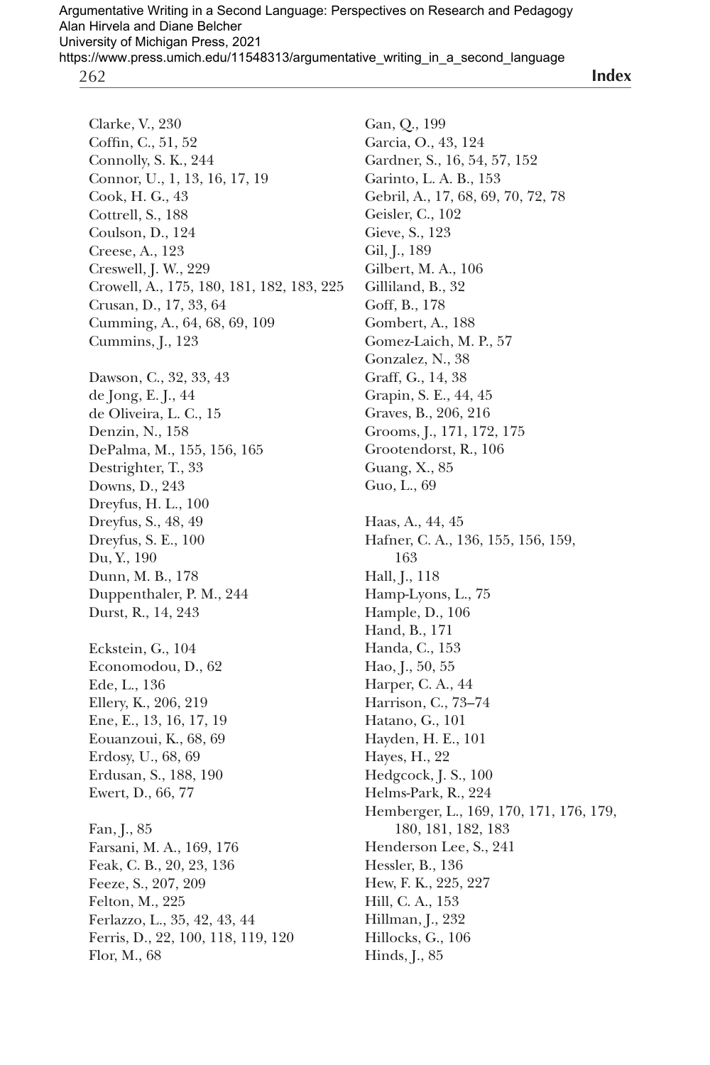Clarke, V., 230
Coffin, C., 51, 52
Connolly, S. K., 244
Connor, U., 1, 13, 16, 17, 19
Cook, H. G., 43
Cottrell, S., 188
Coulson, D., 124
Creese, A., 123
Creswell, J. W., 229
Crowell, A., 175, 180, 181, 182, 183, 225
Crusan, D., 17, 33, 64
Cumming, A., 64, 68, 69, 109
Cummins, J., 123

Dawson, C., 32, 33, 43
de Jong, E. J., 44
de Oliveira, L. C., 15
Denzin, N., 158
DePalma, M., 155, 156, 165
Destrighter, T., 33
Downs, D., 243
Dreyfus, H. L., 100
Dreyfus, S., 48, 49
Dreyfus, S. E., 100
Du, Y., 190
Dunn, M. B., 178
Duppenthaler, P. M., 244
Durst, R., 14, 243

Eckstein, G., 104
Economodou, D., 62
Ede, L., 136
Ellery, K., 206, 219
Ene, E., 13, 16, 17, 19
Eouanzoui, K., 68, 69
Erdosy, U., 68, 69
Erdusan, S., 188, 190
Ewert, D., 66, 77

Fan, J., 85
Farsani, M. A., 169, 176
Feak, C. B., 20, 23, 136
Feeze, S., 207, 209
Felton, M., 225
Ferlazzo, L., 35, 42, 43, 44
Ferris, D., 22, 100, 118, 119, 120
Flor, M., 68

Gan, Q., 199
Garcia, O., 43, 124
Gardner, S., 16, 54, 57, 152
Garinto, L. A. B., 153
Gebril, A., 17, 68, 69, 70, 72, 78
Geisler, C., 102
Gieve, S., 123
Gil, J., 189
Gilbert, M. A., 106
Gilliland, B., 32
Goff, B., 178
Gombert, A., 188
Gomez-Laich, M. P., 57
Gonzalez, N., 38
Graff, G., 14, 38
Grapin, S. E., 44, 45
Graves, B., 206, 216
Grooms, J., 171, 172, 175
Grootendorst, R., 106
Guang, X., 85
Guo, L., 69

Haas, A., 44, 45
Hafner, C. A., 136, 155, 156, 159, 163
Hall, J., 118
Hamp-Lyons, L., 75
Hample, D., 106
Hand, B., 171
Handa, C., 153
Hao, J., 50, 55
Harper, C. A., 44
Harrison, C., 73–74
Hatano, G., 101
Hayden, H. E., 101
Hayes, H., 22
Hedgcock, J. S., 100
Helms-Park, R., 224
Hemberger, L., 169, 170, 171, 176, 179, 180, 181, 182, 183
Henderson Lee, S., 241
Hessler, B., 136
Hew, F. K., 225, 227
Hill, C. A., 153
Hillman, J., 232
Hillocks, G., 106
Hinds, J., 85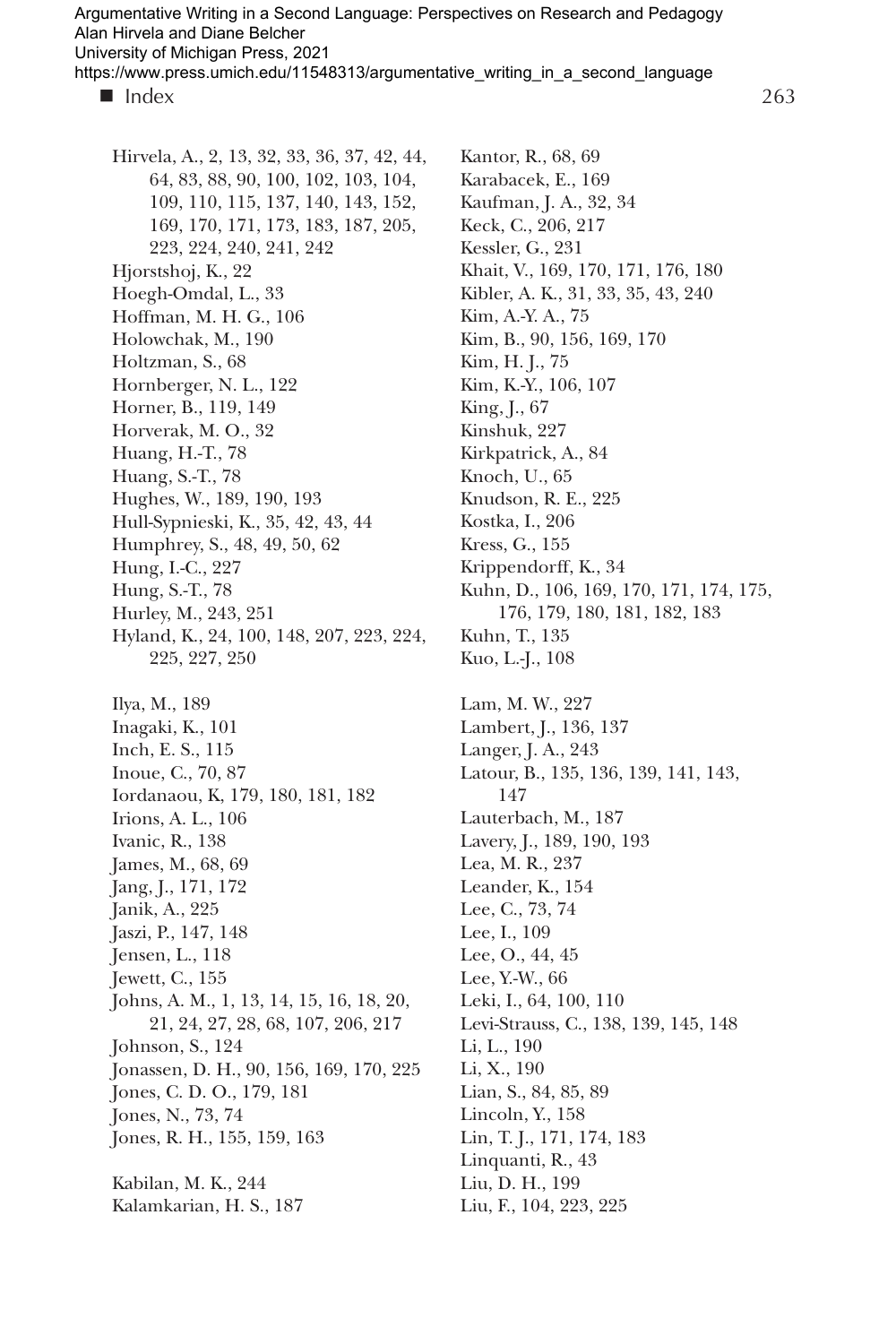Hirvela, A., 2, 13, 32, 33, 36, 37, 42, 44, 64, 83, 88, 90, 100, 102, 103, 104, 109, 110, 115, 137, 140, 143, 152, 169, 170, 171, 173, 183, 187, 205, 223, 224, 240, 241, 242
Hjorstshoj, K., 22
Hoegh-Omdal, L., 33
Hoffman, M. H. G., 106
Holowchak, M., 190
Holtzman, S., 68
Hornberger, N. L., 122
Horner, B., 119, 149
Horverak, M. O., 32
Huang, H.-T., 78
Huang, S.-T., 78
Hughes, W., 189, 190, 193
Hull-Sypnieski, K., 35, 42, 43, 44
Humphrey, S., 48, 49, 50, 62
Hung, I.-C., 227
Hung, S.-T., 78
Hurley, M., 243, 251
Hyland, K., 24, 100, 148, 207, 223, 224, 225, 227, 250

Ilya, M., 189
Inagaki, K., 101
Inch, E. S., 115
Inoue, C., 70, 87
Iordanaou, K, 179, 180, 181, 182
Irions, A. L., 106
Ivanic, R., 138
James, M., 68, 69
Jang, J., 171, 172
Janik, A., 225
Jaszi, P., 147, 148
Jensen, L., 118
Jewett, C., 155
Johns, A. M., 1, 13, 14, 15, 16, 18, 20, 21, 24, 27, 28, 68, 107, 206, 217
Johnson, S., 124
Jonassen, D. H., 90, 156, 169, 170, 225
Jones, C. D. O., 179, 181
Jones, N., 73, 74
Jones, R. H., 155, 159, 163

Kabilan, M. K., 244
Kalamkarian, H. S., 187
Kantor, R., 68, 69
Karabacek, E., 169
Kaufman, J. A., 32, 34
Keck, C., 206, 217
Kessler, G., 231
Khait, V., 169, 170, 171, 176, 180
Kibler, A. K., 31, 33, 35, 43, 240
Kim, A.-Y. A., 75
Kim, B., 90, 156, 169, 170
Kim, H. J., 75
Kim, K.-Y., 106, 107
King, J., 67
Kinshuk, 227
Kirkpatrick, A., 84
Knoch, U., 65
Knudson, R. E., 225
Kostka, I., 206
Kress, G., 155
Krippendorff, K., 34
Kuhn, D., 106, 169, 170, 171, 174, 175, 176, 179, 180, 181, 182, 183
Kuhn, T., 135
Kuo, L.-J., 108

Lam, M. W., 227
Lambert, J., 136, 137
Langer, J. A., 243
Latour, B., 135, 136, 139, 141, 143, 147
Lauterbach, M., 187
Lavery, J., 189, 190, 193
Lea, M. R., 237
Leander, K., 154
Lee, C., 73, 74
Lee, I., 109
Lee, O., 44, 45
Lee, Y.-W., 66
Leki, I., 64, 100, 110
Levi-Strauss, C., 138, 139, 145, 148
Li, L., 190
Li, X., 190
Lian, S., 84, 85, 89
Lincoln, Y., 158
Lin, T. J., 171, 174, 183
Linquanti, R., 43
Liu, D. H., 199
Liu, F., 104, 223, 225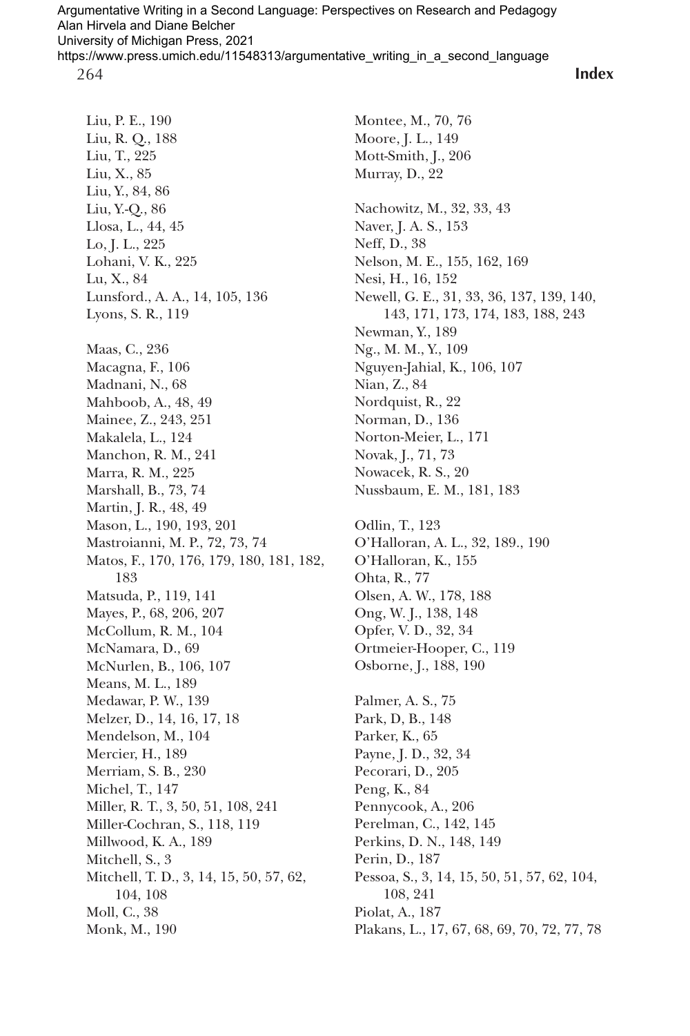Liu, P. E., 190
Liu, R. Q., 188
Liu, T., 225
Liu, X., 85
Liu, Y., 84, 86
Liu, Y.-Q., 86
Llosa, L., 44, 45
Lo, J. L., 225
Lohani, V. K., 225
Lu, X., 84
Lunsford., A. A., 14, 105, 136
Lyons, S. R., 119

Maas, C., 236
Macagna, F., 106
Madnani, N., 68
Mahboob, A., 48, 49
Mainee, Z., 243, 251
Makalela, L., 124
Manchon, R. M., 241
Marra, R. M., 225
Marshall, B., 73, 74
Martin, J. R., 48, 49
Mason, L., 190, 193, 201
Mastroianni, M. P., 72, 73, 74
Matos, F., 170, 176, 179, 180, 181, 182, 183
Matsuda, P., 119, 141
Mayes, P., 68, 206, 207
McCollum, R. M., 104
McNamara, D., 69
McNurlen, B., 106, 107
Means, M. L., 189
Medawar, P. W., 139
Melzer, D., 14, 16, 17, 18
Mendelson, M., 104
Mercier, H., 189
Merriam, S. B., 230
Michel, T., 147
Miller, R. T., 3, 50, 51, 108, 241
Miller-Cochran, S., 118, 119
Millwood, K. A., 189
Mitchell, S., 3
Mitchell, T. D., 3, 14, 15, 50, 57, 62, 104, 108
Moll, C., 38
Monk, M., 190
Montee, M., 70, 76
Moore, J. L., 149
Mott-Smith, J., 206
Murray, D., 22

Nachowitz, M., 32, 33, 43
Naver, J. A. S., 153
Neff, D., 38
Nelson, M. E., 155, 162, 169
Nesi, H., 16, 152
Newell, G. E., 31, 33, 36, 137, 139, 140, 143, 171, 173, 174, 183, 188, 243
Newman, Y., 189
Ng., M. M., Y., 109
Nguyen-Jahial, K., 106, 107
Nian, Z., 84
Nordquist, R., 22
Norman, D., 136
Norton-Meier, L., 171
Novak, J., 71, 73
Nowacek, R. S., 20
Nussbaum, E. M., 181, 183

Odlin, T., 123
O'Halloran, A. L., 32, 189., 190
O'Halloran, K., 155
Ohta, R., 77
Olsen, A. W., 178, 188
Ong, W. J., 138, 148
Opfer, V. D., 32, 34
Ortmeier-Hooper, C., 119
Osborne, J., 188, 190

Palmer, A. S., 75
Park, D, B., 148
Parker, K., 65
Payne, J. D., 32, 34
Pecorari, D., 205
Peng, K., 84
Pennycook, A., 206
Perelman, C., 142, 145
Perkins, D. N., 148, 149
Perin, D., 187
Pessoa, S., 3, 14, 15, 50, 51, 57, 62, 104, 108, 241
Piolat, A., 187
Plakans, L., 17, 67, 68, 69, 70, 72, 77, 78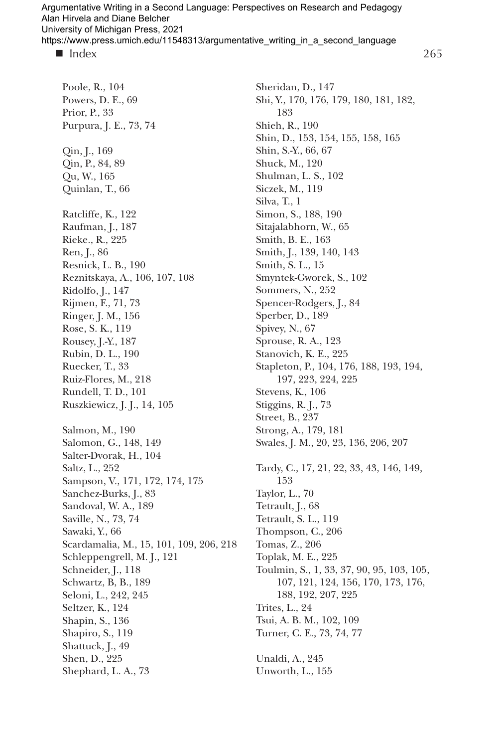Poole, R., 104
Powers, D. E., 69
Prior, P., 33
Purpura, J. E., 73, 74

Qin, J., 169
Qin, P., 84, 89
Qu, W., 165
Quinlan, T., 66

Ratcliffe, K., 122
Raufman, J., 187
Rieke., R., 225
Ren, J., 86
Resnick, L. B., 190
Reznitskaya, A., 106, 107, 108
Ridolfo, J., 147
Rijmen, F., 71, 73
Ringer, J. M., 156
Rose, S. K., 119
Rousey, J.-Y., 187
Rubin, D. L., 190
Ruecker, T., 33
Ruiz-Flores, M., 218
Rundell, T. D., 101
Ruszkiewicz, J. J., 14, 105

Salmon, M., 190
Salomon, G., 148, 149
Salter-Dvorak, H., 104
Saltz, L., 252
Sampson, V., 171, 172, 174, 175
Sanchez-Burks, J., 83
Sandoval, W. A., 189
Saville, N., 73, 74
Sawaki, Y., 66
Scardamalia, M., 15, 101, 109, 206, 218
Schleppengrell, M. J., 121
Schneider, J., 118
Schwartz, B, B., 189
Seloni, L., 242, 245
Seltzer, K., 124
Shapin, S., 136
Shapiro, S., 119
Shattuck, J., 49
Shen, D., 225
Shephard, L. A., 73
Sheridan, D., 147
Shi, Y., 170, 176, 179, 180, 181, 182, 183
Shieh, R., 190
Shin, D., 153, 154, 155, 158, 165
Shin, S.-Y., 66, 67
Shuck, M., 120
Shulman, L. S., 102
Siczek, M., 119
Silva, T., 1
Simon, S., 188, 190
Sitajalabhorn, W., 65
Smith, B. E., 163
Smith, J., 139, 140, 143
Smith, S. L., 15
Smyntek-Gworek, S., 102
Sommers, N., 252
Spencer-Rodgers, J., 84
Sperber, D., 189
Spivey, N., 67
Sprouse, R. A., 123
Stanovich, K. E., 225
Stapleton, P., 104, 176, 188, 193, 194, 197, 223, 224, 225
Stevens, K., 106
Stiggins, R. J., 73
Street, B., 237
Strong, A., 179, 181
Swales, J. M., 20, 23, 136, 206, 207

Tardy, C., 17, 21, 22, 33, 43, 146, 149, 153
Taylor, L., 70
Tetrault, J., 68
Tetrault, S. L., 119
Thompson, C., 206
Tomas, Z., 206
Toplak, M. E., 225
Toulmin, S., 1, 33, 37, 90, 95, 103, 105, 107, 121, 124, 156, 170, 173, 176, 188, 192, 207, 225
Trites, L., 24
Tsui, A. B. M., 102, 109
Turner, C. E., 73, 74, 77

Unaldi, A., 245
Unworth, L., 155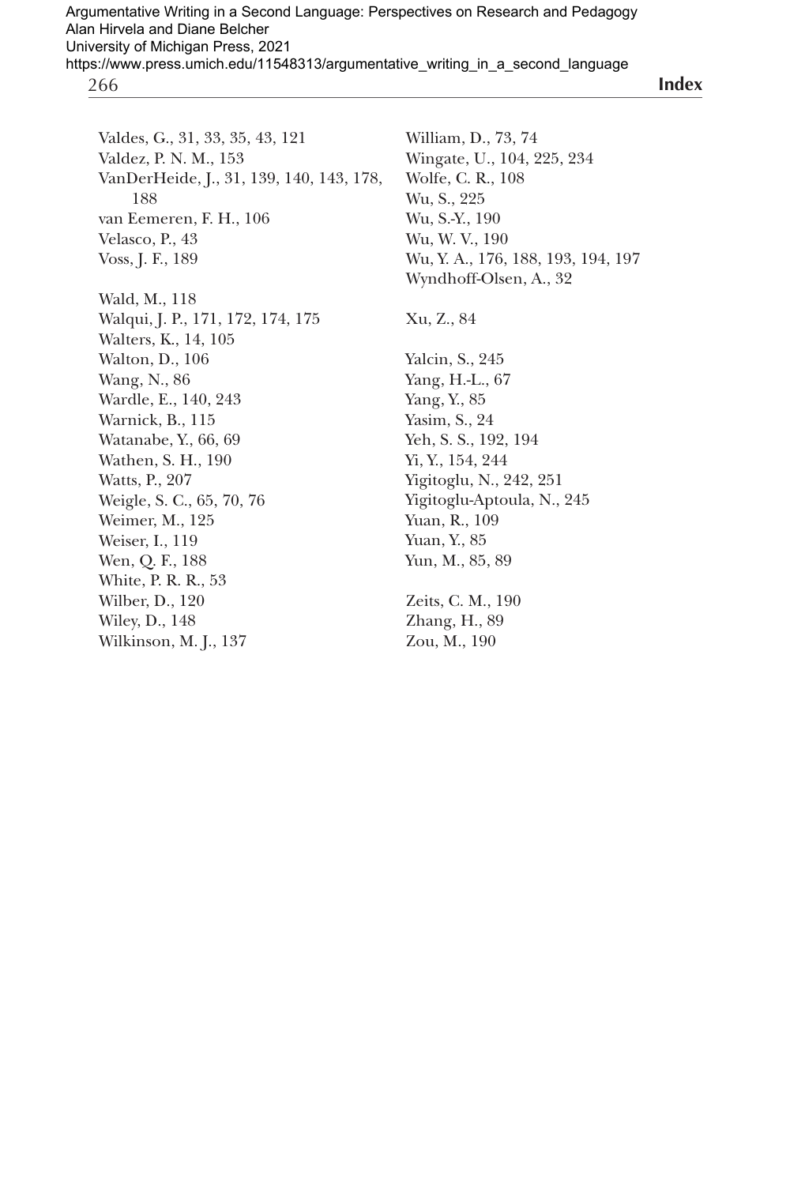Valdes, G., 31, 33, 35, 43, 121
Valdez, P. N. M., 153
VanDerHeide, J., 31, 139, 140, 143, 178, 188
van Eemeren, F. H., 106
Velasco, P., 43
Voss, J. F., 189

Wald, M., 118
Walqui, J. P., 171, 172, 174, 175
Walters, K., 14, 105
Walton, D., 106
Wang, N., 86
Wardle, E., 140, 243
Warnick, B., 115
Watanabe, Y., 66, 69
Wathen, S. H., 190
Watts, P., 207
Weigle, S. C., 65, 70, 76
Weimer, M., 125
Weiser, I., 119
Wen, Q. F., 188
White, P. R. R., 53
Wilber, D., 120
Wiley, D., 148
Wilkinson, M. J., 137
William, D., 73, 74
Wingate, U., 104, 225, 234
Wolfe, C. R., 108
Wu, S., 225
Wu, S.-Y., 190
Wu, W. V., 190
Wu, Y. A., 176, 188, 193, 194, 197
Wyndhoff-Olsen, A., 32

Xu, Z., 84

Yalcin, S., 245
Yang, H.-L., 67
Yang, Y., 85
Yasim, S., 24
Yeh, S. S., 192, 194
Yi, Y., 154, 244
Yigitoglu, N., 242, 251
Yigitoglu-Aptoula, N., 245
Yuan, R., 109
Yuan, Y., 85
Yun, M., 85, 89

Zeits, C. M., 190
Zhang, H., 89
Zou, M., 190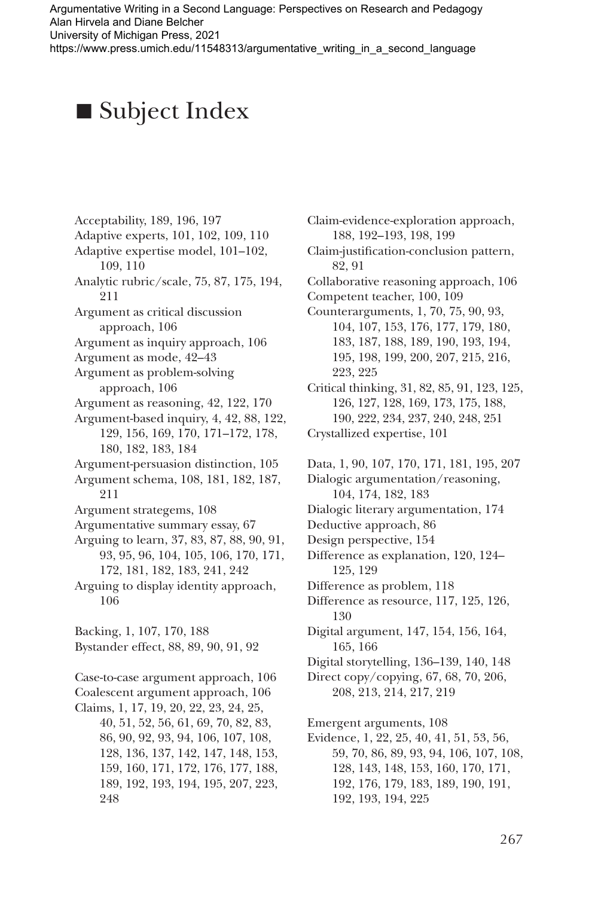# ■ Subject Index

Acceptability, 189, 196, 197
Adaptive experts, 101, 102, 109, 110
Adaptive expertise model, 101–102, 109, 110
Analytic rubric/scale, 75, 87, 175, 194, 211
Argument as critical discussion approach, 106
Argument as inquiry approach, 106
Argument as mode, 42–43
Argument as problem-solving approach, 106
Argument as reasoning, 42, 122, 170
Argument-based inquiry, 4, 42, 88, 122, 129, 156, 169, 170, 171–172, 178, 180, 182, 183, 184
Argument-persuasion distinction, 105
Argument schema, 108, 181, 182, 187, 211
Argument strategems, 108
Argumentative summary essay, 67
Arguing to learn, 37, 83, 87, 88, 90, 91, 93, 95, 96, 104, 105, 106, 170, 171, 172, 181, 182, 183, 241, 242
Arguing to display identity approach, 106

Backing, 1, 107, 170, 188
Bystander effect, 88, 89, 90, 91, 92

Case-to-case argument approach, 106
Coalescent argument approach, 106
Claims, 1, 17, 19, 20, 22, 23, 24, 25, 40, 51, 52, 56, 61, 69, 70, 82, 83, 86, 90, 92, 93, 94, 106, 107, 108, 128, 136, 137, 142, 147, 148, 153, 159, 160, 171, 172, 176, 177, 188, 189, 192, 193, 194, 195, 207, 223, 248
Claim-evidence-exploration approach, 188, 192–193, 198, 199
Claim-justification-conclusion pattern, 82, 91
Collaborative reasoning approach, 106
Competent teacher, 100, 109
Counterarguments, 1, 70, 75, 90, 93, 104, 107, 153, 176, 177, 179, 180, 183, 187, 188, 189, 190, 193, 194, 195, 198, 199, 200, 207, 215, 216, 223, 225
Critical thinking, 31, 82, 85, 91, 123, 125, 126, 127, 128, 169, 173, 175, 188, 190, 222, 234, 237, 240, 248, 251
Crystallized expertise, 101

Data, 1, 90, 107, 170, 171, 181, 195, 207
Dialogic argumentation/reasoning, 104, 174, 182, 183
Dialogic literary argumentation, 174
Deductive approach, 86
Design perspective, 154
Difference as explanation, 120, 124–125, 129
Difference as problem, 118
Difference as resource, 117, 125, 126, 130
Digital argument, 147, 154, 156, 164, 165, 166
Digital storytelling, 136–139, 140, 148
Direct copy/copying, 67, 68, 70, 206, 208, 213, 214, 217, 219

Emergent arguments, 108
Evidence, 1, 22, 25, 40, 41, 51, 53, 56, 59, 70, 86, 89, 93, 94, 106, 107, 108, 128, 143, 148, 153, 160, 170, 171, 192, 176, 179, 183, 189, 190, 191, 192, 193, 194, 225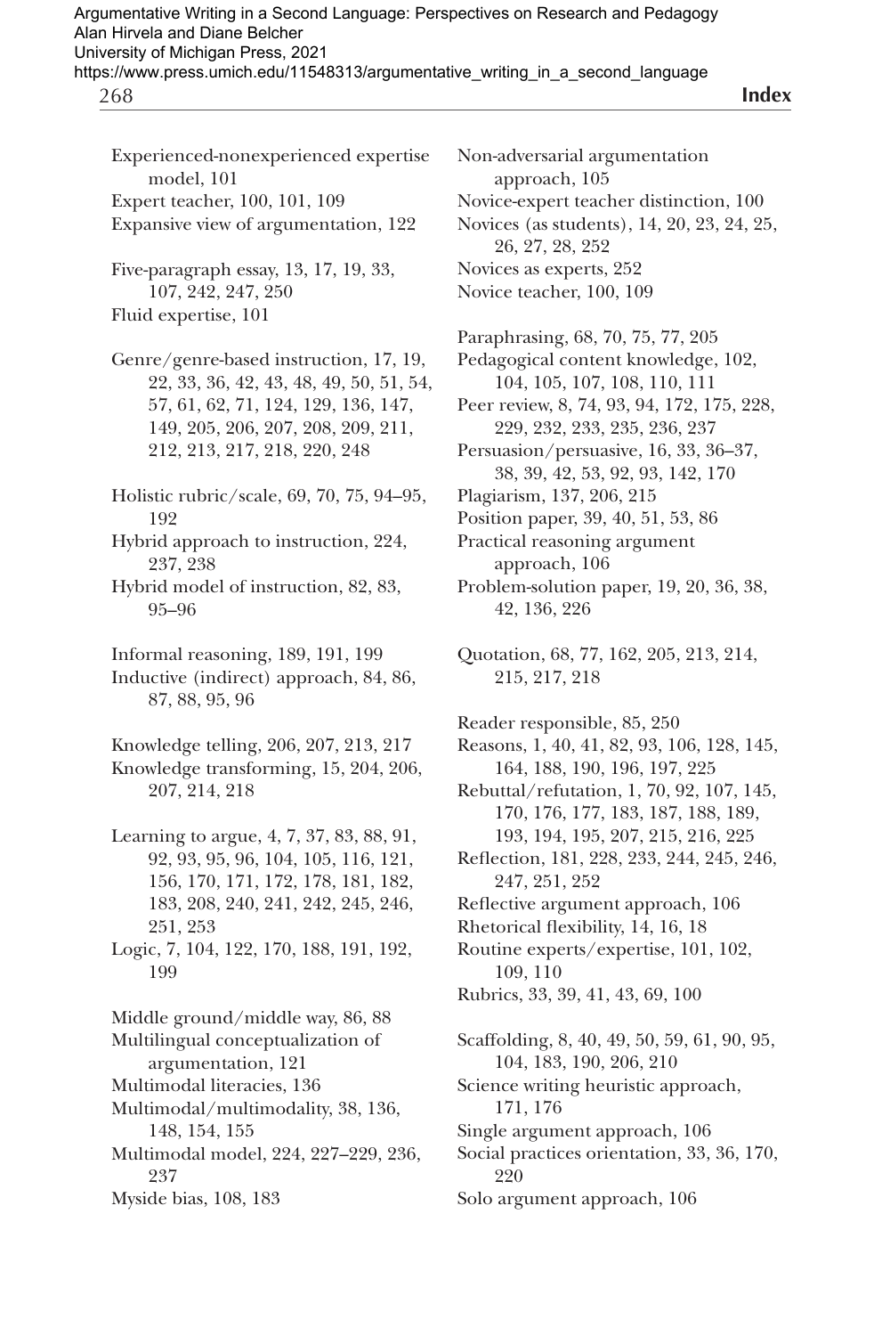Experienced-nonexperienced expertise model, 101
Expert teacher, 100, 101, 109
Expansive view of argumentation, 122

Five-paragraph essay, 13, 17, 19, 33, 107, 242, 247, 250
Fluid expertise, 101

Genre/genre-based instruction, 17, 19, 22, 33, 36, 42, 43, 48, 49, 50, 51, 54, 57, 61, 62, 71, 124, 129, 136, 147, 149, 205, 206, 207, 208, 209, 211, 212, 213, 217, 218, 220, 248

Holistic rubric/scale, 69, 70, 75, 94–95, 192
Hybrid approach to instruction, 224, 237, 238
Hybrid model of instruction, 82, 83, 95–96

Informal reasoning, 189, 191, 199
Inductive (indirect) approach, 84, 86, 87, 88, 95, 96

Knowledge telling, 206, 207, 213, 217
Knowledge transforming, 15, 204, 206, 207, 214, 218

Learning to argue, 4, 7, 37, 83, 88, 91, 92, 93, 95, 96, 104, 105, 116, 121, 156, 170, 171, 172, 178, 181, 182, 183, 208, 240, 241, 242, 245, 246, 251, 253
Logic, 7, 104, 122, 170, 188, 191, 192, 199

Middle ground/middle way, 86, 88
Multilingual conceptualization of argumentation, 121
Multimodal literacies, 136
Multimodal/multimodality, 38, 136, 148, 154, 155
Multimodal model, 224, 227–229, 236, 237
Myside bias, 108, 183

Non-adversarial argumentation approach, 105
Novice-expert teacher distinction, 100
Novices (as students), 14, 20, 23, 24, 25, 26, 27, 28, 252
Novices as experts, 252
Novice teacher, 100, 109

Paraphrasing, 68, 70, 75, 77, 205
Pedagogical content knowledge, 102, 104, 105, 107, 108, 110, 111
Peer review, 8, 74, 93, 94, 172, 175, 228, 229, 232, 233, 235, 236, 237
Persuasion/persuasive, 16, 33, 36–37, 38, 39, 42, 53, 92, 93, 142, 170
Plagiarism, 137, 206, 215
Position paper, 39, 40, 51, 53, 86
Practical reasoning argument approach, 106
Problem-solution paper, 19, 20, 36, 38, 42, 136, 226

Quotation, 68, 77, 162, 205, 213, 214, 215, 217, 218

Reader responsible, 85, 250
Reasons, 1, 40, 41, 82, 93, 106, 128, 145, 164, 188, 190, 196, 197, 225
Rebuttal/refutation, 1, 70, 92, 107, 145, 170, 176, 177, 183, 187, 188, 189, 193, 194, 195, 207, 215, 216, 225
Reflection, 181, 228, 233, 244, 245, 246, 247, 251, 252
Reflective argument approach, 106
Rhetorical flexibility, 14, 16, 18
Routine experts/expertise, 101, 102, 109, 110
Rubrics, 33, 39, 41, 43, 69, 100

Scaffolding, 8, 40, 49, 50, 59, 61, 90, 95, 104, 183, 190, 206, 210
Science writing heuristic approach, 171, 176
Single argument approach, 106
Social practices orientation, 33, 36, 170, 220
Solo argument approach, 106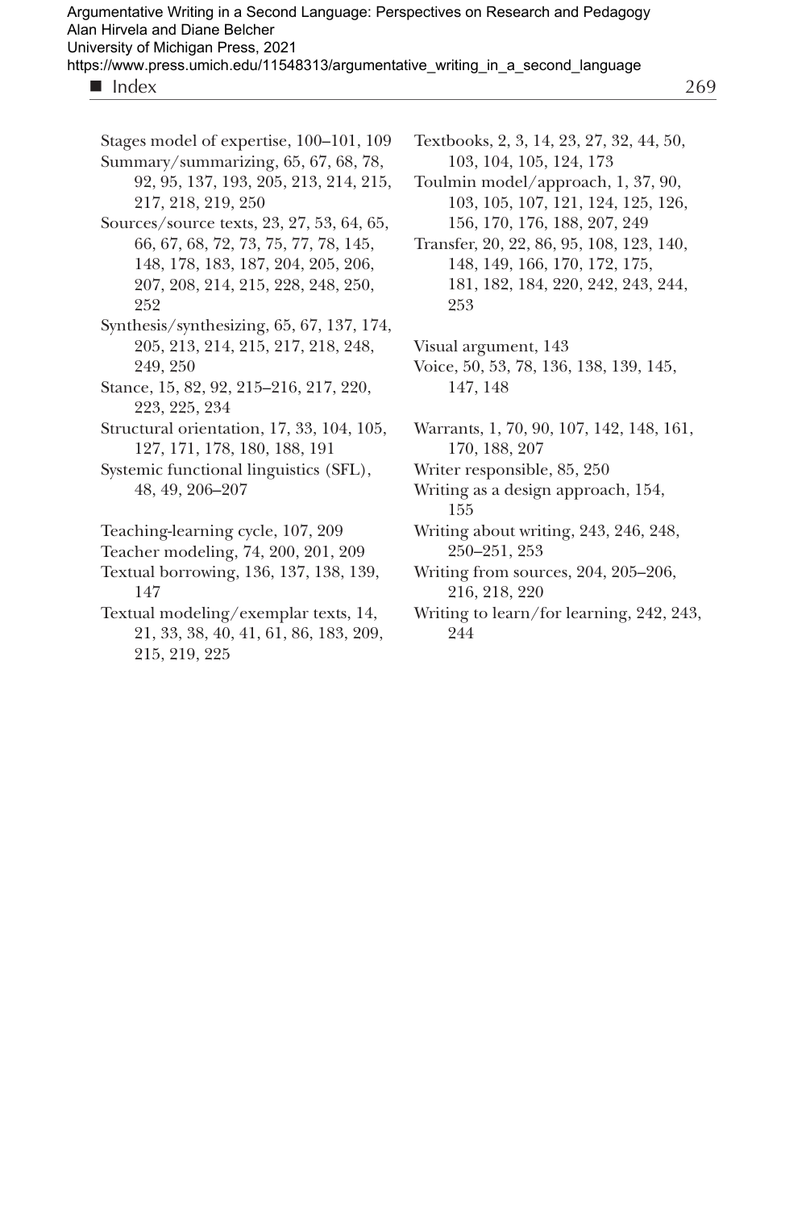Stages model of expertise, 100–101, 109
Summary/summarizing, 65, 67, 68, 78, 92, 95, 137, 193, 205, 213, 214, 215, 217, 218, 219, 250
Sources/source texts, 23, 27, 53, 64, 65, 66, 67, 68, 72, 73, 75, 77, 78, 145, 148, 178, 183, 187, 204, 205, 206, 207, 208, 214, 215, 228, 248, 250, 252
Synthesis/synthesizing, 65, 67, 137, 174, 205, 213, 214, 215, 217, 218, 248, 249, 250
Stance, 15, 82, 92, 215–216, 217, 220, 223, 225, 234
Structural orientation, 17, 33, 104, 105, 127, 171, 178, 180, 188, 191
Systemic functional linguistics (SFL), 48, 49, 206–207

Teaching-learning cycle, 107, 209
Teacher modeling, 74, 200, 201, 209
Textual borrowing, 136, 137, 138, 139, 147
Textual modeling/exemplar texts, 14, 21, 33, 38, 40, 41, 61, 86, 183, 209, 215, 219, 225
Textbooks, 2, 3, 14, 23, 27, 32, 44, 50, 103, 104, 105, 124, 173
Toulmin model/approach, 1, 37, 90, 103, 105, 107, 121, 124, 125, 126, 156, 170, 176, 188, 207, 249
Transfer, 20, 22, 86, 95, 108, 123, 140, 148, 149, 166, 170, 172, 175, 181, 182, 184, 220, 242, 243, 244, 253

Visual argument, 143
Voice, 50, 53, 78, 136, 138, 139, 145, 147, 148

Warrants, 1, 70, 90, 107, 142, 148, 161, 170, 188, 207
Writer responsible, 85, 250
Writing as a design approach, 154, 155
Writing about writing, 243, 246, 248, 250–251, 253
Writing from sources, 204, 205–206, 216, 218, 220
Writing to learn/for learning, 242, 243, 244